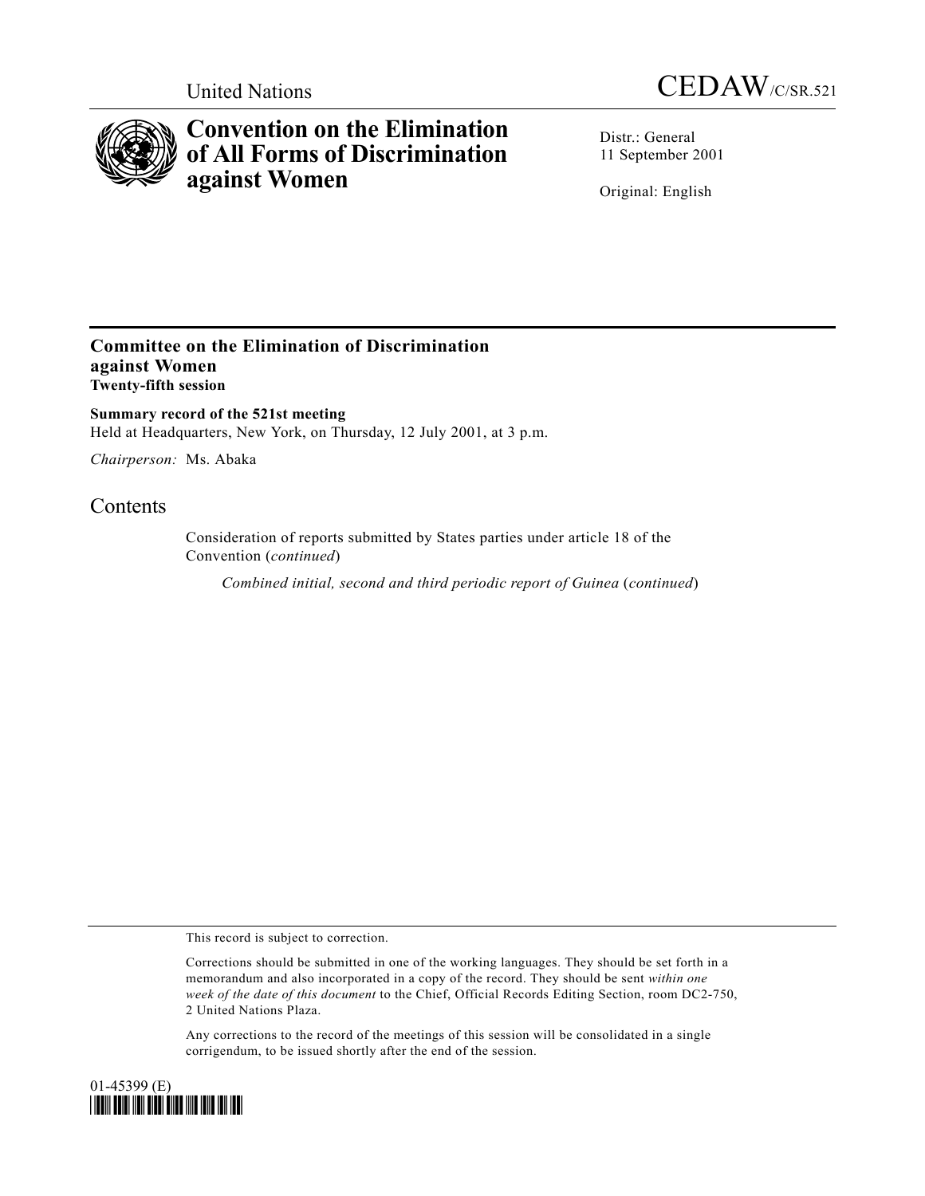United Nations

CEDAW/C/SR.521

# Convention on the Elimination of All Forms of Discrimination against Women

Distr.: General
11 September 2001

Original: English

## Committee on the Elimination of Discrimination against Women
**Twenty-fifth session**

**Summary record of the 521st meeting**
Held at Headquarters, New York, on Thursday, 12 July 2001, at 3 p.m.

*Chairperson:* Ms. Abaka

## Contents

Consideration of reports submitted by States parties under article 18 of the Convention (*continued*)

*Combined initial, second and third periodic report of Guinea* (*continued*)

This record is subject to correction.

Corrections should be submitted in one of the working languages. They should be set forth in a memorandum and also incorporated in a copy of the record. They should be sent *within one week of the date of this document* to the Chief, Official Records Editing Section, room DC2-750, 2 United Nations Plaza.

Any corrections to the record of the meetings of this session will be consolidated in a single corrigendum, to be issued shortly after the end of the session.

01-45399 (E)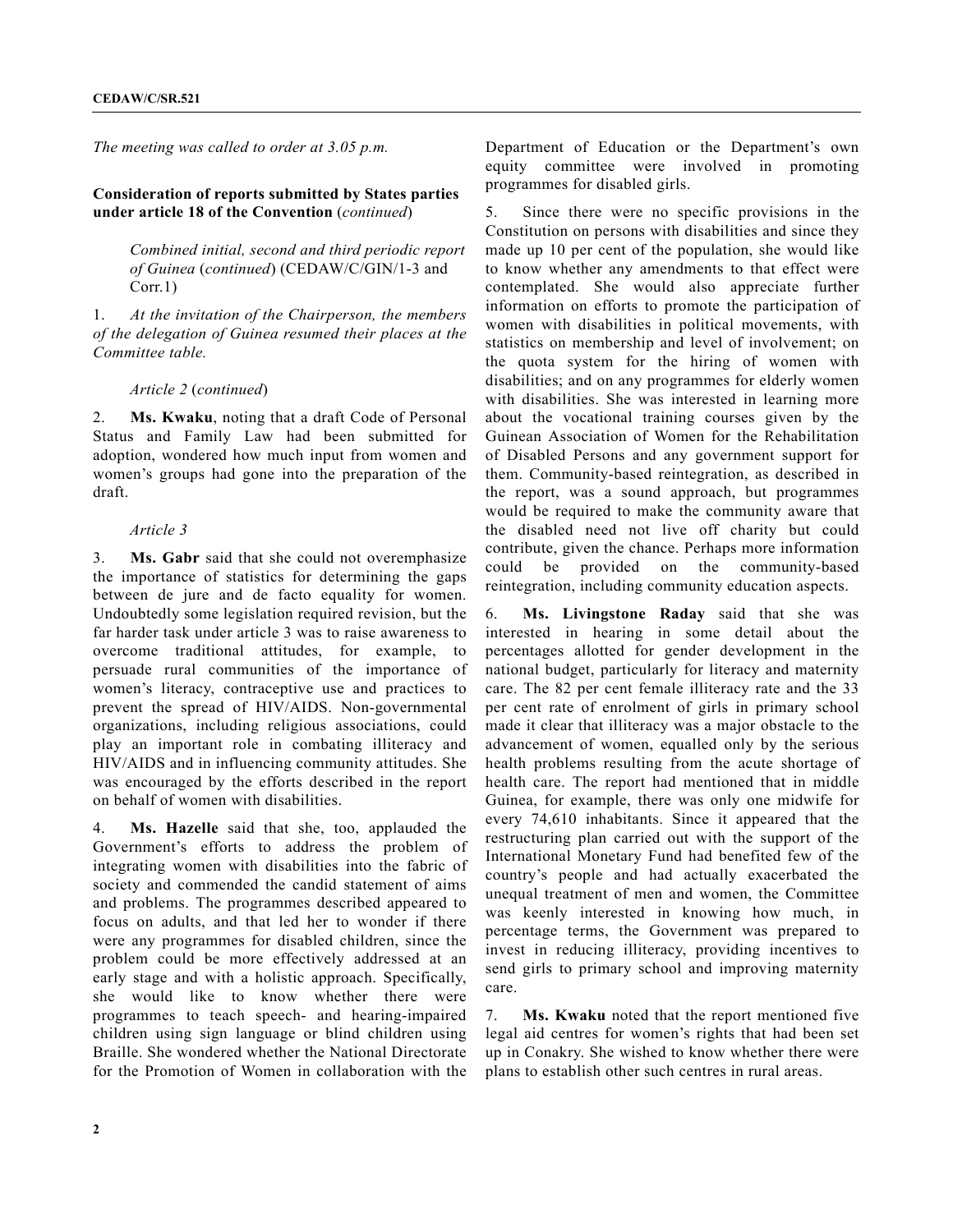*The meeting was called to order at 3.05 p.m.*

**Consideration of reports submitted by States parties under article 18 of the Convention** (*continued*)

*Combined initial, second and third periodic report of Guinea* (*continued*) (CEDAW/C/GIN/1-3 and Corr.1)

1. *At the invitation of the Chairperson, the members of the delegation of Guinea resumed their places at the Committee table.*

*Article 2* (*continued*)

2. **Ms. Kwaku**, noting that a draft Code of Personal Status and Family Law had been submitted for adoption, wondered how much input from women and women's groups had gone into the preparation of the draft.

*Article 3*

3. **Ms. Gabr** said that she could not overemphasize the importance of statistics for determining the gaps between de jure and de facto equality for women. Undoubtedly some legislation required revision, but the far harder task under article 3 was to raise awareness to overcome traditional attitudes, for example, to persuade rural communities of the importance of women's literacy, contraceptive use and practices to prevent the spread of HIV/AIDS. Non-governmental organizations, including religious associations, could play an important role in combating illiteracy and HIV/AIDS and in influencing community attitudes. She was encouraged by the efforts described in the report on behalf of women with disabilities.

4. **Ms. Hazelle** said that she, too, applauded the Government's efforts to address the problem of integrating women with disabilities into the fabric of society and commended the candid statement of aims and problems. The programmes described appeared to focus on adults, and that led her to wonder if there were any programmes for disabled children, since the problem could be more effectively addressed at an early stage and with a holistic approach. Specifically, she would like to know whether there were programmes to teach speech- and hearing-impaired children using sign language or blind children using Braille. She wondered whether the National Directorate for the Promotion of Women in collaboration with the Department of Education or the Department's own equity committee were involved in promoting programmes for disabled girls.

5. Since there were no specific provisions in the Constitution on persons with disabilities and since they made up 10 per cent of the population, she would like to know whether any amendments to that effect were contemplated. She would also appreciate further information on efforts to promote the participation of women with disabilities in political movements, with statistics on membership and level of involvement; on the quota system for the hiring of women with disabilities; and on any programmes for elderly women with disabilities. She was interested in learning more about the vocational training courses given by the Guinean Association of Women for the Rehabilitation of Disabled Persons and any government support for them. Community-based reintegration, as described in the report, was a sound approach, but programmes would be required to make the community aware that the disabled need not live off charity but could contribute, given the chance. Perhaps more information could be provided on the community-based reintegration, including community education aspects.

6. **Ms. Livingstone Raday** said that she was interested in hearing in some detail about the percentages allotted for gender development in the national budget, particularly for literacy and maternity care. The 82 per cent female illiteracy rate and the 33 per cent rate of enrolment of girls in primary school made it clear that illiteracy was a major obstacle to the advancement of women, equalled only by the serious health problems resulting from the acute shortage of health care. The report had mentioned that in middle Guinea, for example, there was only one midwife for every 74,610 inhabitants. Since it appeared that the restructuring plan carried out with the support of the International Monetary Fund had benefited few of the country's people and had actually exacerbated the unequal treatment of men and women, the Committee was keenly interested in knowing how much, in percentage terms, the Government was prepared to invest in reducing illiteracy, providing incentives to send girls to primary school and improving maternity care.

7. **Ms. Kwaku** noted that the report mentioned five legal aid centres for women's rights that had been set up in Conakry. She wished to know whether there were plans to establish other such centres in rural areas.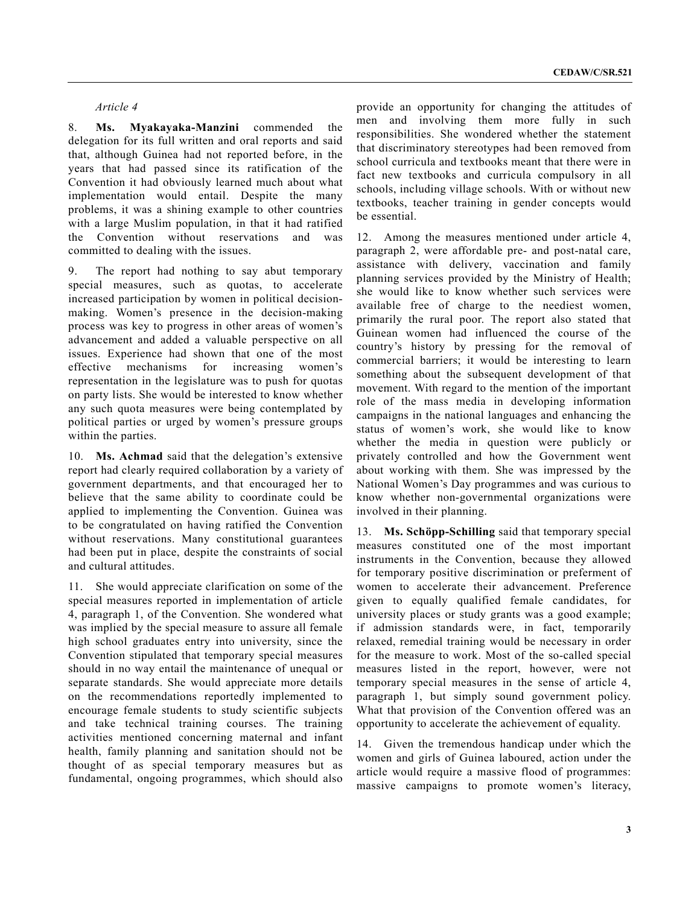*Article 4*

8. **Ms. Myakayaka-Manzini** commended the delegation for its full written and oral reports and said that, although Guinea had not reported before, in the years that had passed since its ratification of the Convention it had obviously learned much about what implementation would entail. Despite the many problems, it was a shining example to other countries with a large Muslim population, in that it had ratified the Convention without reservations and was committed to dealing with the issues.

9. The report had nothing to say abut temporary special measures, such as quotas, to accelerate increased participation by women in political decision-making. Women's presence in the decision-making process was key to progress in other areas of women's advancement and added a valuable perspective on all issues. Experience had shown that one of the most effective mechanisms for increasing women's representation in the legislature was to push for quotas on party lists. She would be interested to know whether any such quota measures were being contemplated by political parties or urged by women's pressure groups within the parties.

10. **Ms. Achmad** said that the delegation's extensive report had clearly required collaboration by a variety of government departments, and that encouraged her to believe that the same ability to coordinate could be applied to implementing the Convention. Guinea was to be congratulated on having ratified the Convention without reservations. Many constitutional guarantees had been put in place, despite the constraints of social and cultural attitudes.

11. She would appreciate clarification on some of the special measures reported in implementation of article 4, paragraph 1, of the Convention. She wondered what was implied by the special measure to assure all female high school graduates entry into university, since the Convention stipulated that temporary special measures should in no way entail the maintenance of unequal or separate standards. She would appreciate more details on the recommendations reportedly implemented to encourage female students to study scientific subjects and take technical training courses. The training activities mentioned concerning maternal and infant health, family planning and sanitation should not be thought of as special temporary measures but as fundamental, ongoing programmes, which should also provide an opportunity for changing the attitudes of men and involving them more fully in such responsibilities. She wondered whether the statement that discriminatory stereotypes had been removed from school curricula and textbooks meant that there were in fact new textbooks and curricula compulsory in all schools, including village schools. With or without new textbooks, teacher training in gender concepts would be essential.

12. Among the measures mentioned under article 4, paragraph 2, were affordable pre- and post-natal care, assistance with delivery, vaccination and family planning services provided by the Ministry of Health; she would like to know whether such services were available free of charge to the neediest women, primarily the rural poor. The report also stated that Guinean women had influenced the course of the country's history by pressing for the removal of commercial barriers; it would be interesting to learn something about the subsequent development of that movement. With regard to the mention of the important role of the mass media in developing information campaigns in the national languages and enhancing the status of women's work, she would like to know whether the media in question were publicly or privately controlled and how the Government went about working with them. She was impressed by the National Women's Day programmes and was curious to know whether non-governmental organizations were involved in their planning.

13. **Ms. Schöpp-Schilling** said that temporary special measures constituted one of the most important instruments in the Convention, because they allowed for temporary positive discrimination or preferment of women to accelerate their advancement. Preference given to equally qualified female candidates, for university places or study grants was a good example; if admission standards were, in fact, temporarily relaxed, remedial training would be necessary in order for the measure to work. Most of the so-called special measures listed in the report, however, were not temporary special measures in the sense of article 4, paragraph 1, but simply sound government policy. What that provision of the Convention offered was an opportunity to accelerate the achievement of equality.

14. Given the tremendous handicap under which the women and girls of Guinea laboured, action under the article would require a massive flood of programmes: massive campaigns to promote women's literacy,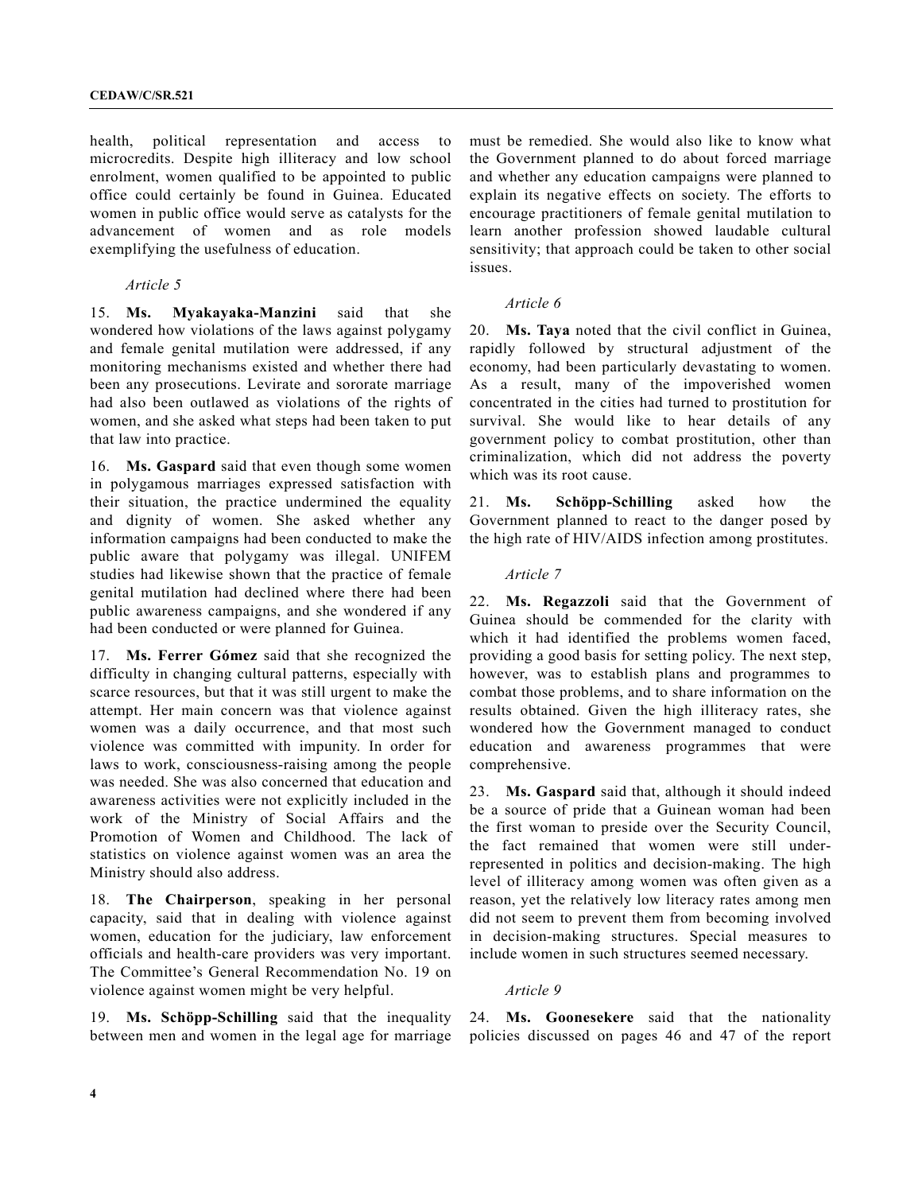health, political representation and access to microcredits. Despite high illiteracy and low school enrolment, women qualified to be appointed to public office could certainly be found in Guinea. Educated women in public office would serve as catalysts for the advancement of women and as role models exemplifying the usefulness of education.

*Article 5*

15. **Ms. Myakayaka-Manzini** said that she wondered how violations of the laws against polygamy and female genital mutilation were addressed, if any monitoring mechanisms existed and whether there had been any prosecutions. Levirate and sororate marriage had also been outlawed as violations of the rights of women, and she asked what steps had been taken to put that law into practice.

16. **Ms. Gaspard** said that even though some women in polygamous marriages expressed satisfaction with their situation, the practice undermined the equality and dignity of women. She asked whether any information campaigns had been conducted to make the public aware that polygamy was illegal. UNIFEM studies had likewise shown that the practice of female genital mutilation had declined where there had been public awareness campaigns, and she wondered if any had been conducted or were planned for Guinea.

17. **Ms. Ferrer Gómez** said that she recognized the difficulty in changing cultural patterns, especially with scarce resources, but that it was still urgent to make the attempt. Her main concern was that violence against women was a daily occurrence, and that most such violence was committed with impunity. In order for laws to work, consciousness-raising among the people was needed. She was also concerned that education and awareness activities were not explicitly included in the work of the Ministry of Social Affairs and the Promotion of Women and Childhood. The lack of statistics on violence against women was an area the Ministry should also address.

18. **The Chairperson**, speaking in her personal capacity, said that in dealing with violence against women, education for the judiciary, law enforcement officials and health-care providers was very important. The Committee's General Recommendation No. 19 on violence against women might be very helpful.

19. **Ms. Schöpp-Schilling** said that the inequality between men and women in the legal age for marriage must be remedied. She would also like to know what the Government planned to do about forced marriage and whether any education campaigns were planned to explain its negative effects on society. The efforts to encourage practitioners of female genital mutilation to learn another profession showed laudable cultural sensitivity; that approach could be taken to other social issues.

*Article 6*

20. **Ms. Taya** noted that the civil conflict in Guinea, rapidly followed by structural adjustment of the economy, had been particularly devastating to women. As a result, many of the impoverished women concentrated in the cities had turned to prostitution for survival. She would like to hear details of any government policy to combat prostitution, other than criminalization, which did not address the poverty which was its root cause.

21. **Ms. Schöpp-Schilling** asked how the Government planned to react to the danger posed by the high rate of HIV/AIDS infection among prostitutes.

*Article 7*

22. **Ms. Regazzoli** said that the Government of Guinea should be commended for the clarity with which it had identified the problems women faced, providing a good basis for setting policy. The next step, however, was to establish plans and programmes to combat those problems, and to share information on the results obtained. Given the high illiteracy rates, she wondered how the Government managed to conduct education and awareness programmes that were comprehensive.

23. **Ms. Gaspard** said that, although it should indeed be a source of pride that a Guinean woman had been the first woman to preside over the Security Council, the fact remained that women were still under-represented in politics and decision-making. The high level of illiteracy among women was often given as a reason, yet the relatively low literacy rates among men did not seem to prevent them from becoming involved in decision-making structures. Special measures to include women in such structures seemed necessary.

*Article 9*

24. **Ms. Goonesekere** said that the nationality policies discussed on pages 46 and 47 of the report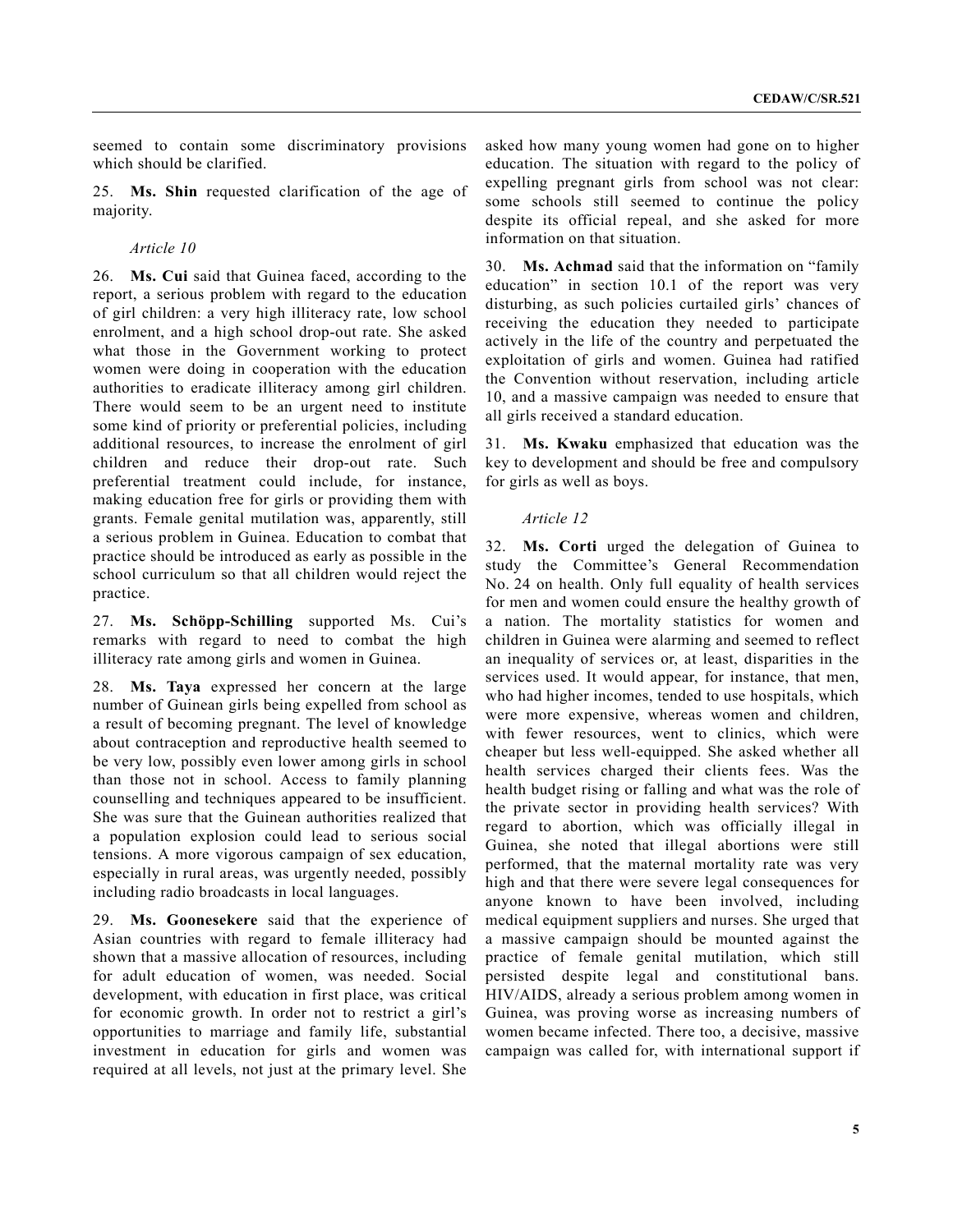seemed to contain some discriminatory provisions which should be clarified.

25. **Ms. Shin** requested clarification of the age of majority.

*Article 10*

26. **Ms. Cui** said that Guinea faced, according to the report, a serious problem with regard to the education of girl children: a very high illiteracy rate, low school enrolment, and a high school drop-out rate. She asked what those in the Government working to protect women were doing in cooperation with the education authorities to eradicate illiteracy among girl children. There would seem to be an urgent need to institute some kind of priority or preferential policies, including additional resources, to increase the enrolment of girl children and reduce their drop-out rate. Such preferential treatment could include, for instance, making education free for girls or providing them with grants. Female genital mutilation was, apparently, still a serious problem in Guinea. Education to combat that practice should be introduced as early as possible in the school curriculum so that all children would reject the practice.

27. **Ms. Schöpp-Schilling** supported Ms. Cui's remarks with regard to need to combat the high illiteracy rate among girls and women in Guinea.

28. **Ms. Taya** expressed her concern at the large number of Guinean girls being expelled from school as a result of becoming pregnant. The level of knowledge about contraception and reproductive health seemed to be very low, possibly even lower among girls in school than those not in school. Access to family planning counselling and techniques appeared to be insufficient. She was sure that the Guinean authorities realized that a population explosion could lead to serious social tensions. A more vigorous campaign of sex education, especially in rural areas, was urgently needed, possibly including radio broadcasts in local languages.

29. **Ms. Goonesekere** said that the experience of Asian countries with regard to female illiteracy had shown that a massive allocation of resources, including for adult education of women, was needed. Social development, with education in first place, was critical for economic growth. In order not to restrict a girl's opportunities to marriage and family life, substantial investment in education for girls and women was required at all levels, not just at the primary level. She asked how many young women had gone on to higher education. The situation with regard to the policy of expelling pregnant girls from school was not clear: some schools still seemed to continue the policy despite its official repeal, and she asked for more information on that situation.

30. **Ms. Achmad** said that the information on "family education" in section 10.1 of the report was very disturbing, as such policies curtailed girls' chances of receiving the education they needed to participate actively in the life of the country and perpetuated the exploitation of girls and women. Guinea had ratified the Convention without reservation, including article 10, and a massive campaign was needed to ensure that all girls received a standard education.

31. **Ms. Kwaku** emphasized that education was the key to development and should be free and compulsory for girls as well as boys.

*Article 12*

32. **Ms. Corti** urged the delegation of Guinea to study the Committee's General Recommendation No. 24 on health. Only full equality of health services for men and women could ensure the healthy growth of a nation. The mortality statistics for women and children in Guinea were alarming and seemed to reflect an inequality of services or, at least, disparities in the services used. It would appear, for instance, that men, who had higher incomes, tended to use hospitals, which were more expensive, whereas women and children, with fewer resources, went to clinics, which were cheaper but less well-equipped. She asked whether all health services charged their clients fees. Was the health budget rising or falling and what was the role of the private sector in providing health services? With regard to abortion, which was officially illegal in Guinea, she noted that illegal abortions were still performed, that the maternal mortality rate was very high and that there were severe legal consequences for anyone known to have been involved, including medical equipment suppliers and nurses. She urged that a massive campaign should be mounted against the practice of female genital mutilation, which still persisted despite legal and constitutional bans. HIV/AIDS, already a serious problem among women in Guinea, was proving worse as increasing numbers of women became infected. There too, a decisive, massive campaign was called for, with international support if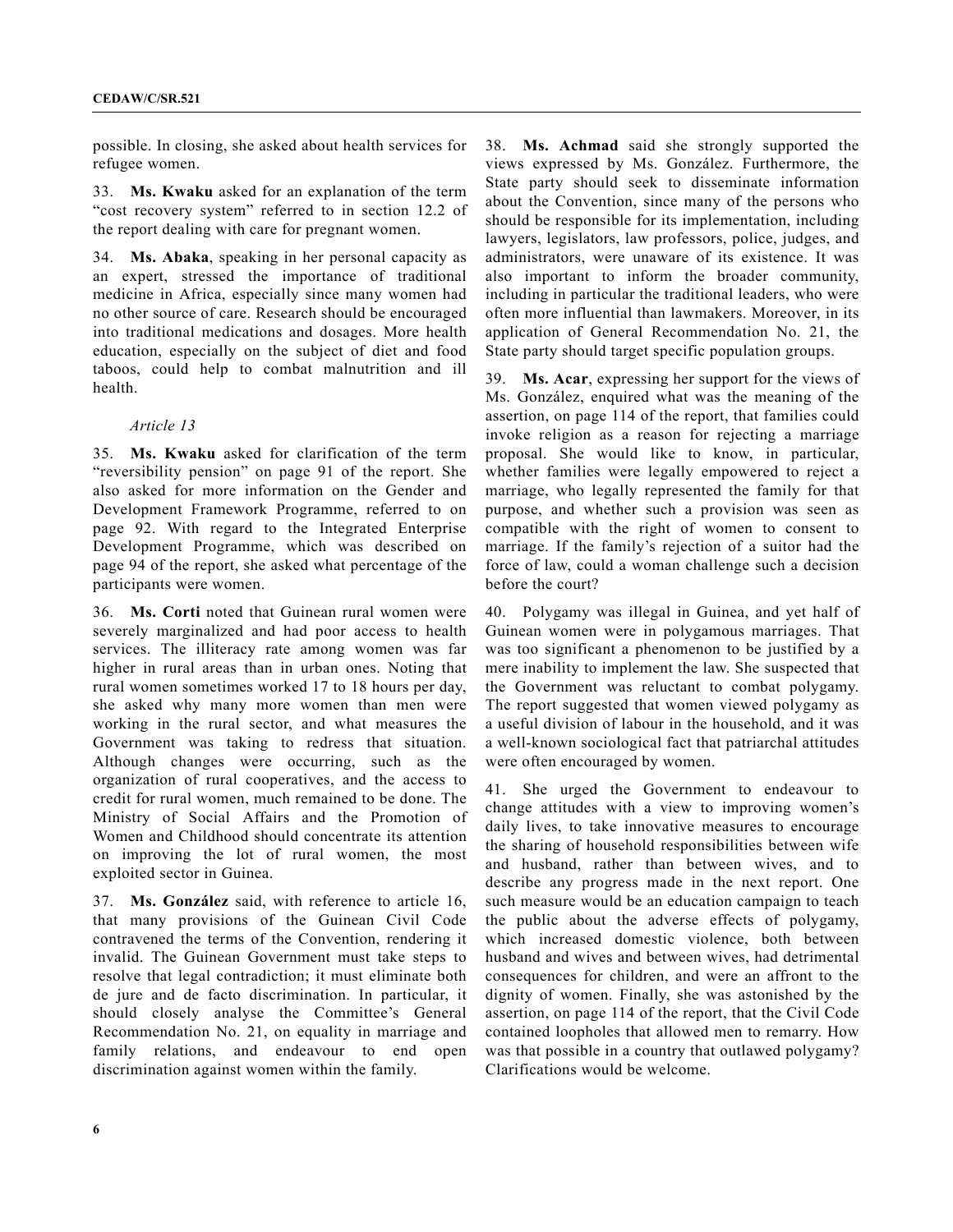possible. In closing, she asked about health services for refugee women.

33. **Ms. Kwaku** asked for an explanation of the term "cost recovery system" referred to in section 12.2 of the report dealing with care for pregnant women.

34. **Ms. Abaka**, speaking in her personal capacity as an expert, stressed the importance of traditional medicine in Africa, especially since many women had no other source of care. Research should be encouraged into traditional medications and dosages. More health education, especially on the subject of diet and food taboos, could help to combat malnutrition and ill health.

*Article 13*

35. **Ms. Kwaku** asked for clarification of the term "reversibility pension" on page 91 of the report. She also asked for more information on the Gender and Development Framework Programme, referred to on page 92. With regard to the Integrated Enterprise Development Programme, which was described on page 94 of the report, she asked what percentage of the participants were women.

36. **Ms. Corti** noted that Guinean rural women were severely marginalized and had poor access to health services. The illiteracy rate among women was far higher in rural areas than in urban ones. Noting that rural women sometimes worked 17 to 18 hours per day, she asked why many more women than men were working in the rural sector, and what measures the Government was taking to redress that situation. Although changes were occurring, such as the organization of rural cooperatives, and the access to credit for rural women, much remained to be done. The Ministry of Social Affairs and the Promotion of Women and Childhood should concentrate its attention on improving the lot of rural women, the most exploited sector in Guinea.

37. **Ms. González** said, with reference to article 16, that many provisions of the Guinean Civil Code contravened the terms of the Convention, rendering it invalid. The Guinean Government must take steps to resolve that legal contradiction; it must eliminate both de jure and de facto discrimination. In particular, it should closely analyse the Committee's General Recommendation No. 21, on equality in marriage and family relations, and endeavour to end open discrimination against women within the family.

38. **Ms. Achmad** said she strongly supported the views expressed by Ms. González. Furthermore, the State party should seek to disseminate information about the Convention, since many of the persons who should be responsible for its implementation, including lawyers, legislators, law professors, police, judges, and administrators, were unaware of its existence. It was also important to inform the broader community, including in particular the traditional leaders, who were often more influential than lawmakers. Moreover, in its application of General Recommendation No. 21, the State party should target specific population groups.

39. **Ms. Acar**, expressing her support for the views of Ms. González, enquired what was the meaning of the assertion, on page 114 of the report, that families could invoke religion as a reason for rejecting a marriage proposal. She would like to know, in particular, whether families were legally empowered to reject a marriage, who legally represented the family for that purpose, and whether such a provision was seen as compatible with the right of women to consent to marriage. If the family's rejection of a suitor had the force of law, could a woman challenge such a decision before the court?

40. Polygamy was illegal in Guinea, and yet half of Guinean women were in polygamous marriages. That was too significant a phenomenon to be justified by a mere inability to implement the law. She suspected that the Government was reluctant to combat polygamy. The report suggested that women viewed polygamy as a useful division of labour in the household, and it was a well-known sociological fact that patriarchal attitudes were often encouraged by women.

41. She urged the Government to endeavour to change attitudes with a view to improving women's daily lives, to take innovative measures to encourage the sharing of household responsibilities between wife and husband, rather than between wives, and to describe any progress made in the next report. One such measure would be an education campaign to teach the public about the adverse effects of polygamy, which increased domestic violence, both between husband and wives and between wives, had detrimental consequences for children, and were an affront to the dignity of women. Finally, she was astonished by the assertion, on page 114 of the report, that the Civil Code contained loopholes that allowed men to remarry. How was that possible in a country that outlawed polygamy? Clarifications would be welcome.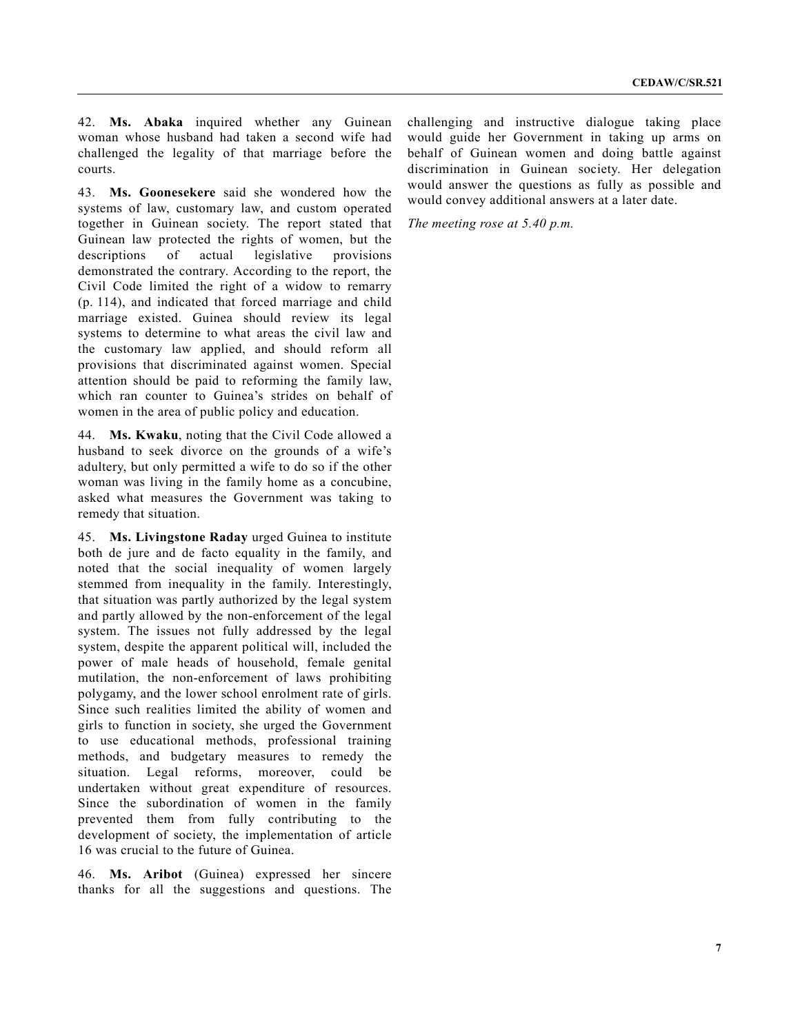42. **Ms. Abaka** inquired whether any Guinean woman whose husband had taken a second wife had challenged the legality of that marriage before the courts.

43. **Ms. Goonesekere** said she wondered how the systems of law, customary law, and custom operated together in Guinean society. The report stated that Guinean law protected the rights of women, but the descriptions of actual legislative provisions demonstrated the contrary. According to the report, the Civil Code limited the right of a widow to remarry (p. 114), and indicated that forced marriage and child marriage existed. Guinea should review its legal systems to determine to what areas the civil law and the customary law applied, and should reform all provisions that discriminated against women. Special attention should be paid to reforming the family law, which ran counter to Guinea's strides on behalf of women in the area of public policy and education.

44. **Ms. Kwaku**, noting that the Civil Code allowed a husband to seek divorce on the grounds of a wife's adultery, but only permitted a wife to do so if the other woman was living in the family home as a concubine, asked what measures the Government was taking to remedy that situation.

45. **Ms. Livingstone Raday** urged Guinea to institute both de jure and de facto equality in the family, and noted that the social inequality of women largely stemmed from inequality in the family. Interestingly, that situation was partly authorized by the legal system and partly allowed by the non-enforcement of the legal system. The issues not fully addressed by the legal system, despite the apparent political will, included the power of male heads of household, female genital mutilation, the non-enforcement of laws prohibiting polygamy, and the lower school enrolment rate of girls. Since such realities limited the ability of women and girls to function in society, she urged the Government to use educational methods, professional training methods, and budgetary measures to remedy the situation. Legal reforms, moreover, could be undertaken without great expenditure of resources. Since the subordination of women in the family prevented them from fully contributing to the development of society, the implementation of article 16 was crucial to the future of Guinea.

46. **Ms. Aribot** (Guinea) expressed her sincere thanks for all the suggestions and questions. The challenging and instructive dialogue taking place would guide her Government in taking up arms on behalf of Guinean women and doing battle against discrimination in Guinean society. Her delegation would answer the questions as fully as possible and would convey additional answers at a later date.

*The meeting rose at 5.40 p.m.*